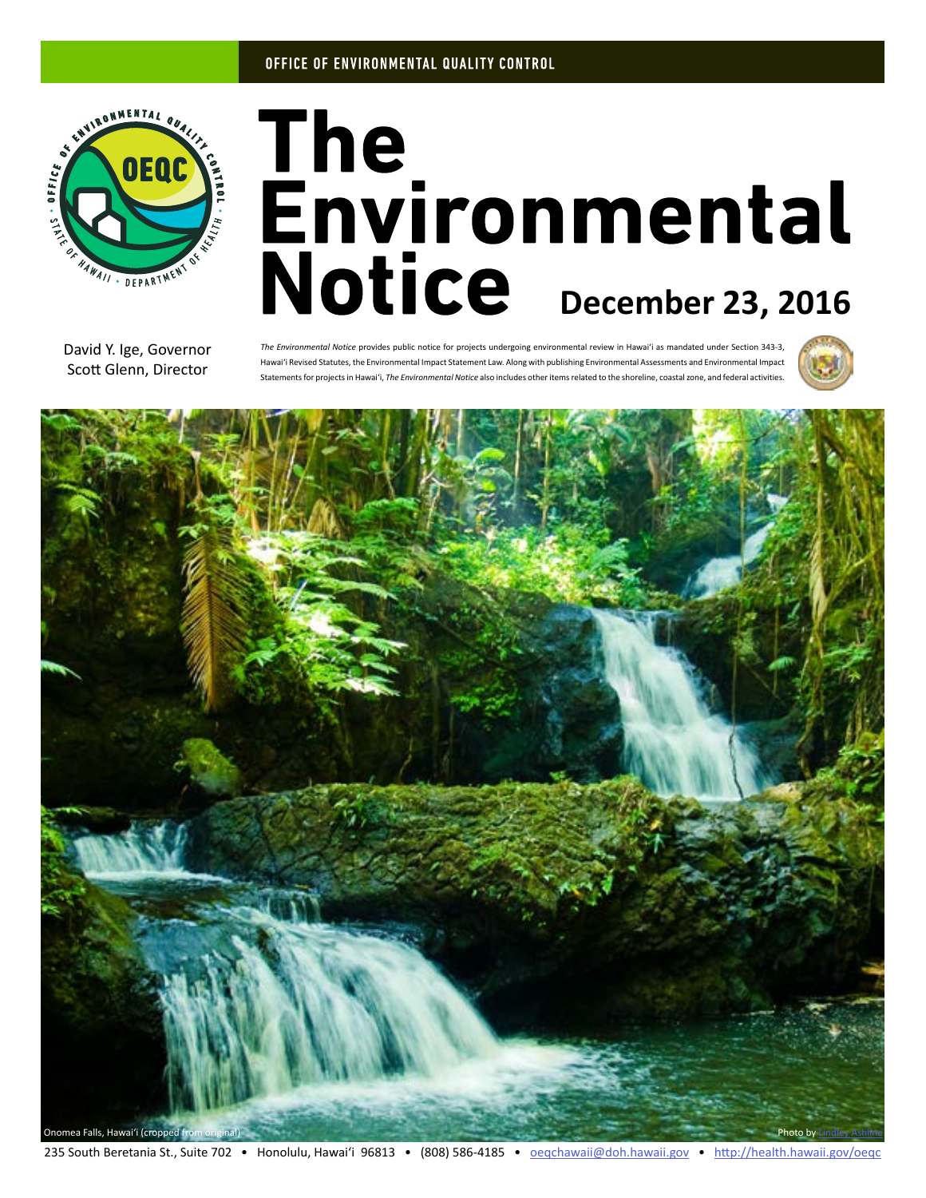OFFICE OF ENVIRONMENTAL QUALITY CONTROL

# The Environmental Notice

**December 23, 2016**

David Y. Ige, Governor
Scott Glenn, Director

*The Environmental Notice* provides public notice for projects undergoing environmental review in Hawaiʻi as mandated under Section 343-3, Hawaiʻi Revised Statutes, the Environmental Impact Statement Law. Along with publishing Environmental Assessments and Environmental Impact Statements for projects in Hawaiʻi, *The Environmental Notice* also includes other items related to the shoreline, coastal zone, and federal activities.

Onomea Falls, Hawaiʻi (cropped from original)

Photo by Lindley Ashline

235 South Beretania St., Suite 702 • Honolulu, Hawaiʻi 96813 • (808) 586-4185 • oeqchawaii@doh.hawaii.gov • http://health.hawaii.gov/oeqc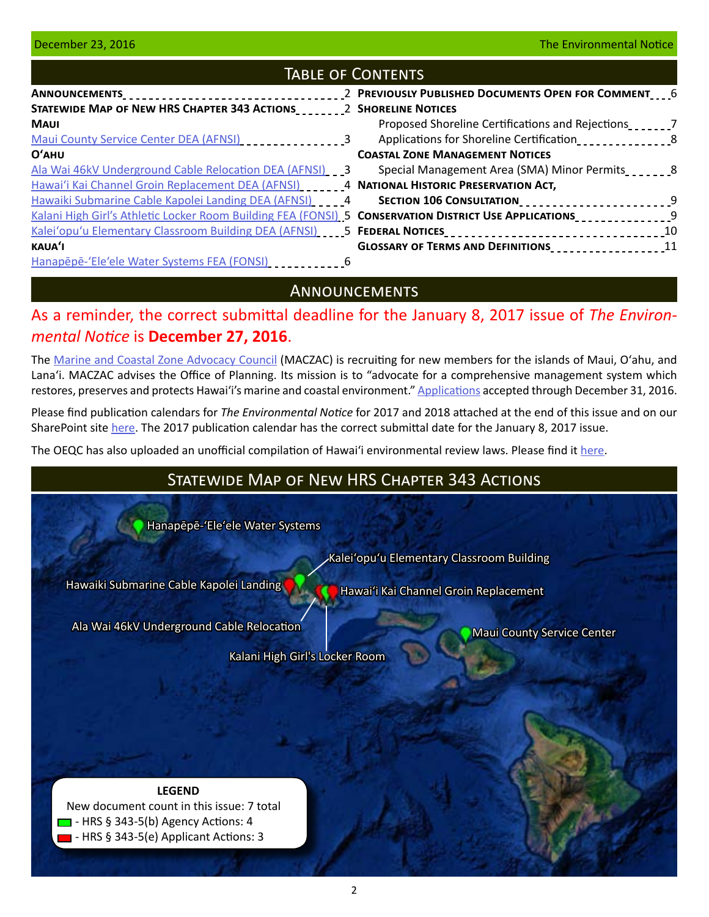## Table of Contents

**Announcements** 2

**Statewide Map of New HRS Chapter 343 Actions** 2

**Maui**

[Maui County Service Center DEA (AFNSI)](#) 3

**O'ahu**

[Ala Wai 46kV Underground Cable Relocation DEA (AFNSI)](#) 3

[Hawai'i Kai Channel Groin Replacement DEA (AFNSI)](#) 4

[Hawaiki Submarine Cable Kapolei Landing DEA (AFNSI)](#) 4

[Kalani High Girl's Athletic Locker Room Building FEA (FONSI)](#) 5

[Kalei'opu'u Elementary Classroom Building DEA (AFNSI)](#) 5

**Kaua'i**

[Hanapēpē-'Ele'ele Water Systems FEA (FONSI)](#) 6

**Previously Published Documents Open for Comment** 6

**Shoreline Notices**

Proposed Shoreline Certifications and Rejections 7

Applications for Shoreline Certification 8

**Coastal Zone Management Notices**

Special Management Area (SMA) Minor Permits 8

**National Historic Preservation Act, Section 106 Consultation** 9

**Conservation District Use Applications** 9

**Federal Notices** 10

**Glossary of Terms and Definitions** 11

## Announcements

### As a reminder, the correct submittal deadline for the January 8, 2017 issue of *The Environmental Notice* is **December 27, 2016**.

The [Marine and Coastal Zone Advocacy Council](#) (MACZAC) is recruiting for new members for the islands of Maui, O'ahu, and Lana'i. MACZAC advises the Office of Planning. Its mission is to "advocate for a comprehensive management system which restores, preserves and protects Hawai'i's marine and coastal environment." [Applications](#) accepted through December 31, 2016.

Please find publication calendars for *The Environmental Notice* for 2017 and 2018 attached at the end of this issue and on our SharePoint site [here](#). The 2017 publication calendar has the correct submittal date for the January 8, 2017 issue.

The OEQC has also uploaded an unofficial compilation of Hawai'i environmental review laws. Please find it [here](#).

## Statewide Map of New HRS Chapter 343 Actions

Hanapēpē-'Ele'ele Water Systems

Kalei'opu'u Elementary Classroom Building

Hawaiki Submarine Cable Kapolei Landing

Hawai'i Kai Channel Groin Replacement

Ala Wai 46kV Underground Cable Relocation

Maui County Service Center

Kalani High Girl's Locker Room

**LEGEND**

New document count in this issue: 7 total

- HRS § 343-5(b) Agency Actions: 4
- HRS § 343-5(e) Applicant Actions: 3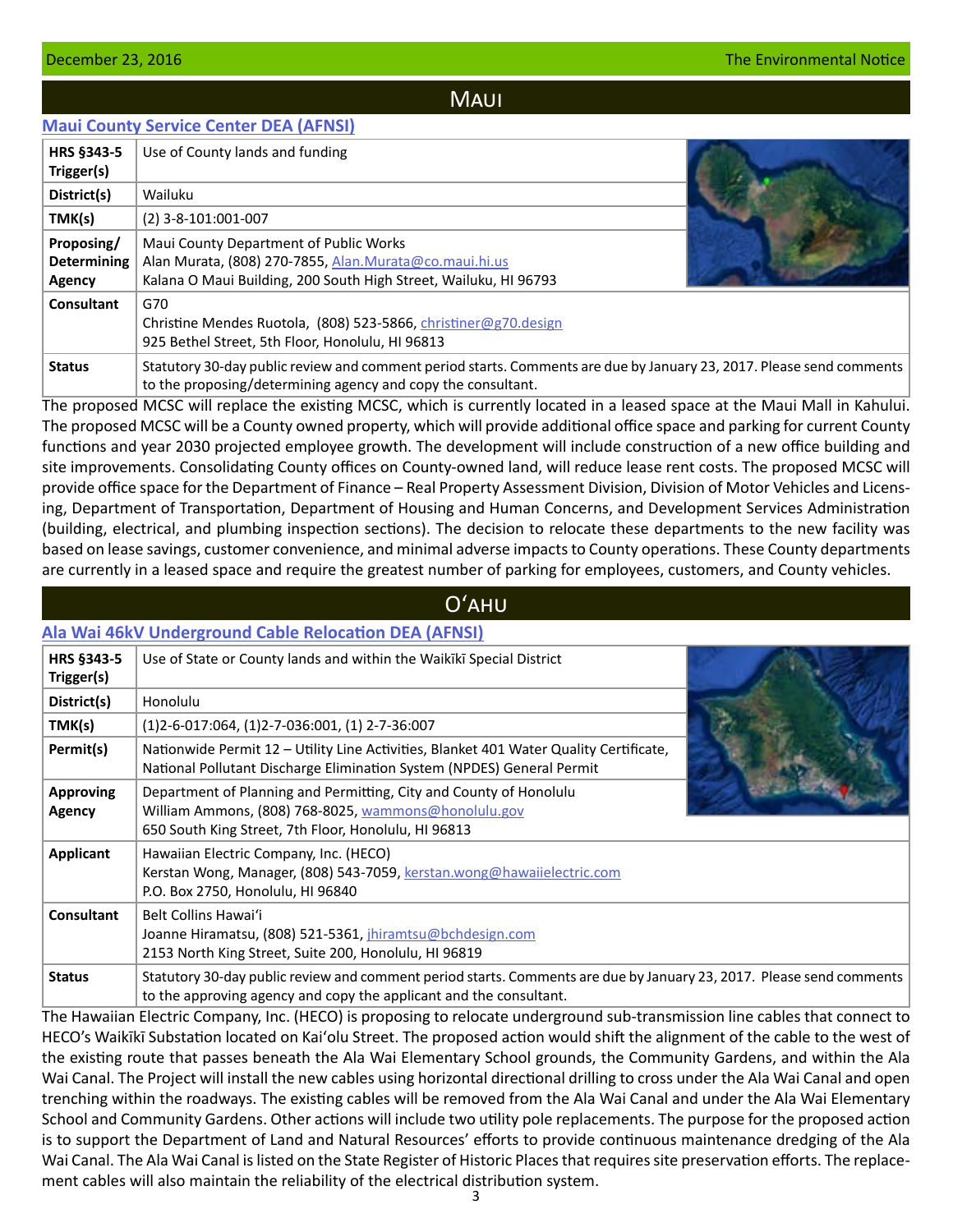## Maui

### Maui County Service Center DEA (AFNSI)

| | |
|---|---|
| **HRS §343-5 Trigger(s)** | Use of County lands and funding |
| **District(s)** | Wailuku |
| **TMK(s)** | (2) 3-8-101:001-007 |
| **Proposing/ Determining Agency** | Maui County Department of Public Works<br>Alan Murata, (808) 270-7855, Alan.Murata@co.maui.hi.us<br>Kalana O Maui Building, 200 South High Street, Wailuku, HI 96793 |
| **Consultant** | G70<br>Christine Mendes Ruotola, (808) 523-5866, christiner@g70.design<br>925 Bethel Street, 5th Floor, Honolulu, HI 96813 |
| **Status** | Statutory 30-day public review and comment period starts. Comments are due by January 23, 2017. Please send comments to the proposing/determining agency and copy the consultant. |

The proposed MCSC will replace the existing MCSC, which is currently located in a leased space at the Maui Mall in Kahului. The proposed MCSC will be a County owned property, which will provide additional office space and parking for current County functions and year 2030 projected employee growth. The development will include construction of a new office building and site improvements. Consolidating County offices on County-owned land, will reduce lease rent costs. The proposed MCSC will provide office space for the Department of Finance – Real Property Assessment Division, Division of Motor Vehicles and Licensing, Department of Transportation, Department of Housing and Human Concerns, and Development Services Administration (building, electrical, and plumbing inspection sections). The decision to relocate these departments to the new facility was based on lease savings, customer convenience, and minimal adverse impacts to County operations. These County departments are currently in a leased space and require the greatest number of parking for employees, customers, and County vehicles.

## Oʻahu

### Ala Wai 46kV Underground Cable Relocation DEA (AFNSI)

| | |
|---|---|
| **HRS §343-5 Trigger(s)** | Use of State or County lands and within the Waikīkī Special District |
| **District(s)** | Honolulu |
| **TMK(s)** | (1)2-6-017:064, (1)2-7-036:001, (1) 2-7-36:007 |
| **Permit(s)** | Nationwide Permit 12 – Utility Line Activities, Blanket 401 Water Quality Certificate, National Pollutant Discharge Elimination System (NPDES) General Permit |
| **Approving Agency** | Department of Planning and Permitting, City and County of Honolulu<br>William Ammons, (808) 768-8025, wammons@honolulu.gov<br>650 South King Street, 7th Floor, Honolulu, HI 96813 |
| **Applicant** | Hawaiian Electric Company, Inc. (HECO)<br>Kerstan Wong, Manager, (808) 543-7059, kerstan.wong@hawaiielectric.com<br>P.O. Box 2750, Honolulu, HI 96840 |
| **Consultant** | Belt Collins Hawaiʻi<br>Joanne Hiramatsu, (808) 521-5361, jhiramtsu@bchdesign.com<br>2153 North King Street, Suite 200, Honolulu, HI 96819 |
| **Status** | Statutory 30-day public review and comment period starts. Comments are due by January 23, 2017. Please send comments to the approving agency and copy the applicant and the consultant. |

The Hawaiian Electric Company, Inc. (HECO) is proposing to relocate underground sub-transmission line cables that connect to HECO's Waikīkī Substation located on Kaiʻolu Street. The proposed action would shift the alignment of the cable to the west of the existing route that passes beneath the Ala Wai Elementary School grounds, the Community Gardens, and within the Ala Wai Canal. The Project will install the new cables using horizontal directional drilling to cross under the Ala Wai Canal and open trenching within the roadways. The existing cables will be removed from the Ala Wai Canal and under the Ala Wai Elementary School and Community Gardens. Other actions will include two utility pole replacements. The purpose for the proposed action is to support the Department of Land and Natural Resources' efforts to provide continuous maintenance dredging of the Ala Wai Canal. The Ala Wai Canal is listed on the State Register of Historic Places that requires site preservation efforts. The replacement cables will also maintain the reliability of the electrical distribution system.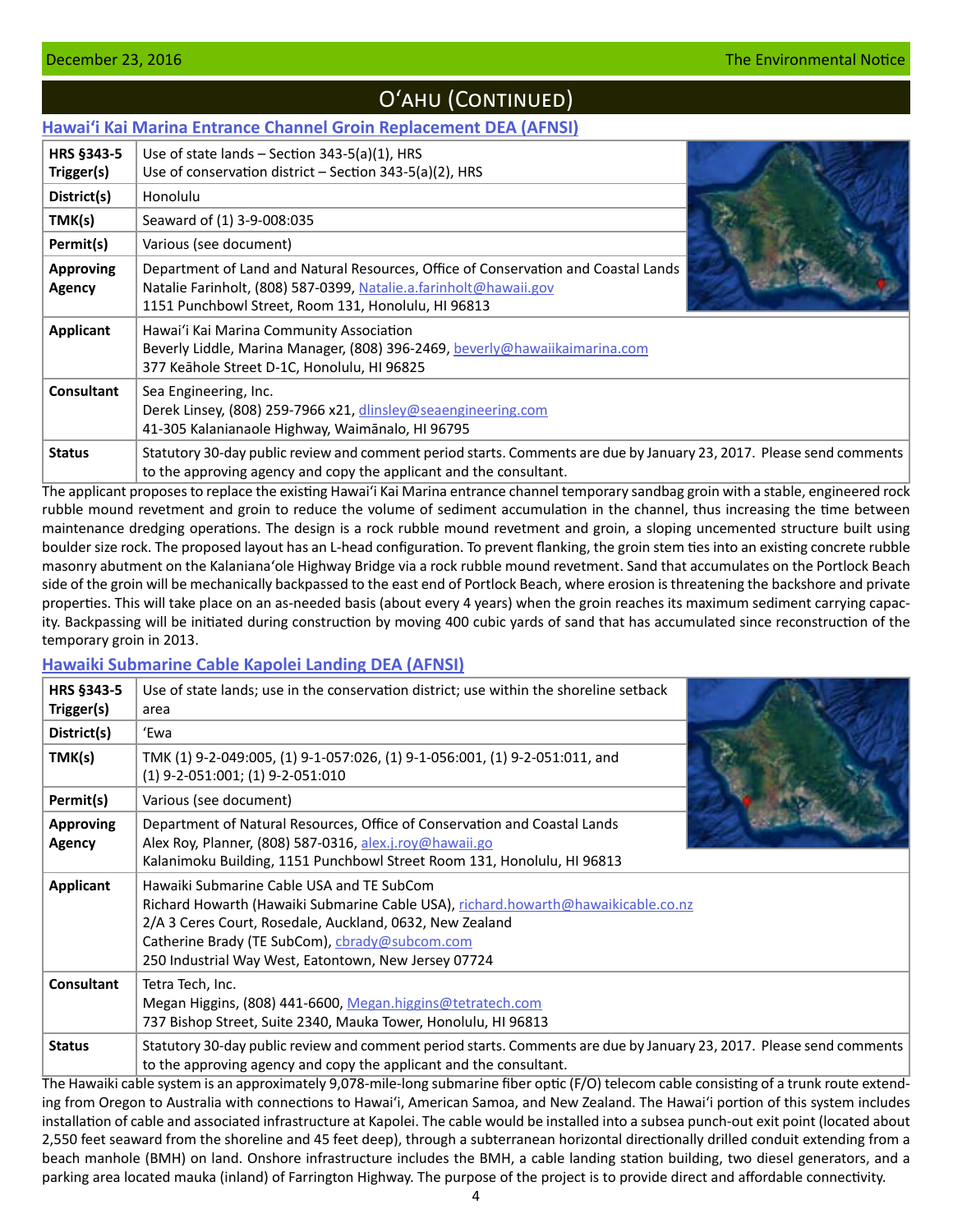# O'ahu (Continued)

## Hawai'i Kai Marina Entrance Channel Groin Replacement DEA (AFNSI)

| | |
|---|---|
| **HRS §343-5 Trigger(s)** | Use of state lands – Section 343-5(a)(1), HRS<br>Use of conservation district – Section 343-5(a)(2), HRS |
| **District(s)** | Honolulu |
| **TMK(s)** | Seaward of (1) 3-9-008:035 |
| **Permit(s)** | Various (see document) |
| **Approving Agency** | Department of Land and Natural Resources, Office of Conservation and Coastal Lands<br>Natalie Farinholt, (808) 587-0399, Natalie.a.farinholt@hawaii.gov<br>1151 Punchbowl Street, Room 131, Honolulu, HI 96813 |
| **Applicant** | Hawai'i Kai Marina Community Association<br>Beverly Liddle, Marina Manager, (808) 396-2469, beverly@hawaiikaimarina.com<br>377 Keāhole Street D-1C, Honolulu, HI 96825 |
| **Consultant** | Sea Engineering, Inc.<br>Derek Linsey, (808) 259-7966 x21, dlinsley@seaengineering.com<br>41-305 Kalanianaole Highway, Waimānalo, HI 96795 |
| **Status** | Statutory 30-day public review and comment period starts. Comments are due by January 23, 2017. Please send comments to the approving agency and copy the applicant and the consultant. |

The applicant proposes to replace the existing Hawai'i Kai Marina entrance channel temporary sandbag groin with a stable, engineered rock rubble mound revetment and groin to reduce the volume of sediment accumulation in the channel, thus increasing the time between maintenance dredging operations. The design is a rock rubble mound revetment and groin, a sloping uncemented structure built using boulder size rock. The proposed layout has an L-head configuration. To prevent flanking, the groin stem ties into an existing concrete rubble masonry abutment on the Kalaniana'ole Highway Bridge via a rock rubble mound revetment. Sand that accumulates on the Portlock Beach side of the groin will be mechanically backpassed to the east end of Portlock Beach, where erosion is threatening the backshore and private properties. This will take place on an as-needed basis (about every 4 years) when the groin reaches its maximum sediment carrying capacity. Backpassing will be initiated during construction by moving 400 cubic yards of sand that has accumulated since reconstruction of the temporary groin in 2013.

## Hawaiki Submarine Cable Kapolei Landing DEA (AFNSI)

| | |
|---|---|
| **HRS §343-5 Trigger(s)** | Use of state lands; use in the conservation district; use within the shoreline setback area |
| **District(s)** | 'Ewa |
| **TMK(s)** | TMK (1) 9-2-049:005, (1) 9-1-057:026, (1) 9-1-056:001, (1) 9-2-051:011, and (1) 9-2-051:001; (1) 9-2-051:010 |
| **Permit(s)** | Various (see document) |
| **Approving Agency** | Department of Natural Resources, Office of Conservation and Coastal Lands<br>Alex Roy, Planner, (808) 587-0316, alex.j.roy@hawaii.go<br>Kalanimoku Building, 1151 Punchbowl Street Room 131, Honolulu, HI 96813 |
| **Applicant** | Hawaiki Submarine Cable USA and TE SubCom<br>Richard Howarth (Hawaiki Submarine Cable USA), richard.howarth@hawaikicable.co.nz<br>2/A 3 Ceres Court, Rosedale, Auckland, 0632, New Zealand<br>Catherine Brady (TE SubCom), cbrady@subcom.com<br>250 Industrial Way West, Eatontown, New Jersey 07724 |
| **Consultant** | Tetra Tech, Inc.<br>Megan Higgins, (808) 441-6600, Megan.higgins@tetratech.com<br>737 Bishop Street, Suite 2340, Mauka Tower, Honolulu, HI 96813 |
| **Status** | Statutory 30-day public review and comment period starts. Comments are due by January 23, 2017. Please send comments to the approving agency and copy the applicant and the consultant. |

The Hawaiki cable system is an approximately 9,078-mile-long submarine fiber optic (F/O) telecom cable consisting of a trunk route extending from Oregon to Australia with connections to Hawai'i, American Samoa, and New Zealand. The Hawai'i portion of this system includes installation of cable and associated infrastructure at Kapolei. The cable would be installed into a subsea punch-out exit point (located about 2,550 feet seaward from the shoreline and 45 feet deep), through a subterranean horizontal directionally drilled conduit extending from a beach manhole (BMH) on land. Onshore infrastructure includes the BMH, a cable landing station building, two diesel generators, and a parking area located mauka (inland) of Farrington Highway. The purpose of the project is to provide direct and affordable connectivity.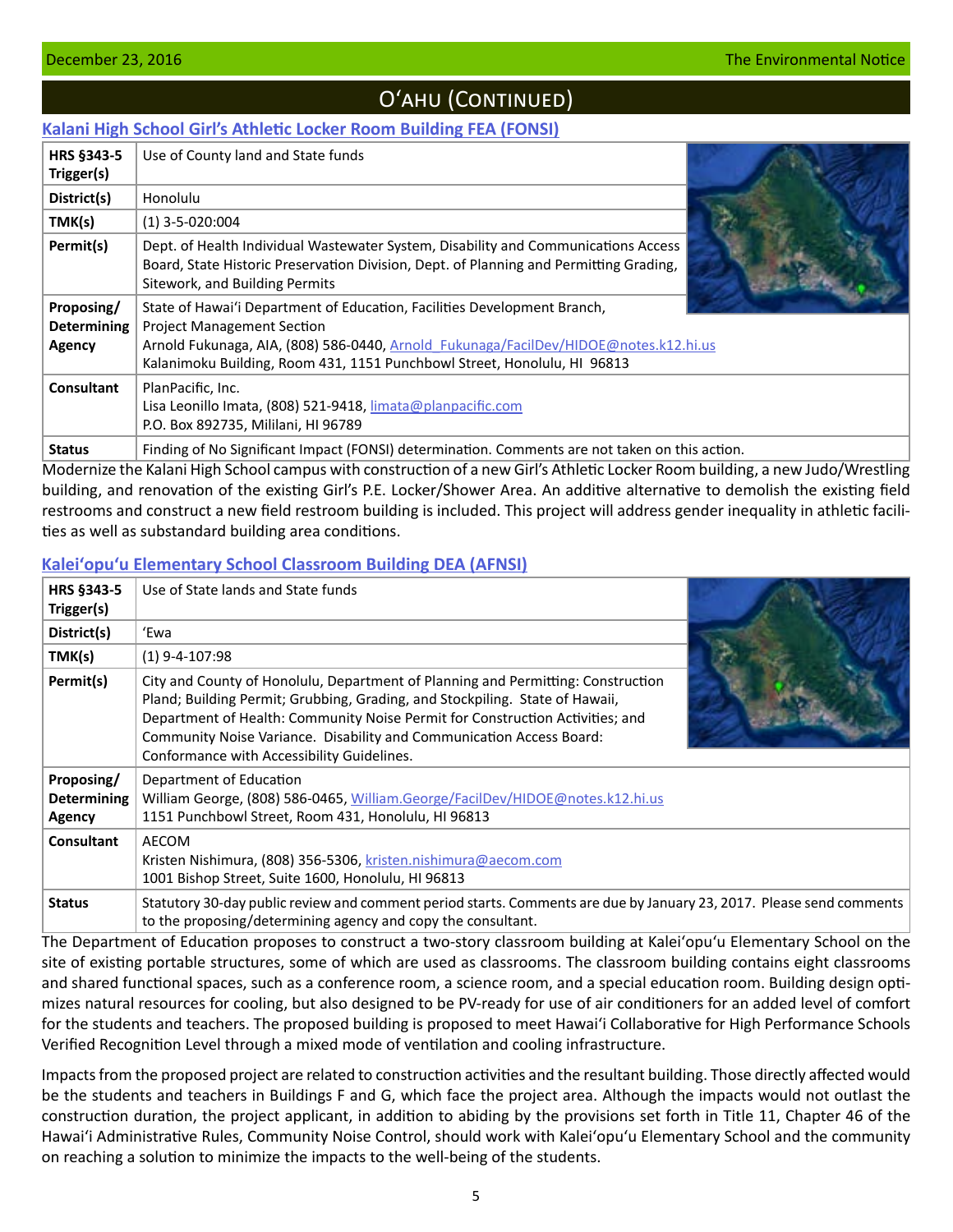## O'ahu (Continued)

### Kalani High School Girl's Athletic Locker Room Building FEA (FONSI)

| | |
|---|---|
| **HRS §343-5 Trigger(s)** | Use of County land and State funds |
| **District(s)** | Honolulu |
| **TMK(s)** | (1) 3-5-020:004 |
| **Permit(s)** | Dept. of Health Individual Wastewater System, Disability and Communications Access Board, State Historic Preservation Division, Dept. of Planning and Permitting Grading, Sitework, and Building Permits |
| **Proposing/ Determining Agency** | State of Hawai'i Department of Education, Facilities Development Branch, Project Management Section<br>Arnold Fukunaga, AIA, (808) 586-0440, Arnold_Fukunaga/FacilDev/HIDOE@notes.k12.hi.us<br>Kalanimoku Building, Room 431, 1151 Punchbowl Street, Honolulu, HI 96813 |
| **Consultant** | PlanPacific, Inc.<br>Lisa Leonillo Imata, (808) 521-9418, limata@planpacific.com<br>P.O. Box 892735, Mililani, HI 96789 |
| **Status** | Finding of No Significant Impact (FONSI) determination. Comments are not taken on this action. |

Modernize the Kalani High School campus with construction of a new Girl's Athletic Locker Room building, a new Judo/Wrestling building, and renovation of the existing Girl's P.E. Locker/Shower Area. An additive alternative to demolish the existing field restrooms and construct a new field restroom building is included. This project will address gender inequality in athletic facilities as well as substandard building area conditions.

### Kalei'opu'u Elementary School Classroom Building DEA (AFNSI)

| | |
|---|---|
| **HRS §343-5 Trigger(s)** | Use of State lands and State funds |
| **District(s)** | 'Ewa |
| **TMK(s)** | (1) 9-4-107:98 |
| **Permit(s)** | City and County of Honolulu, Department of Planning and Permitting: Construction Pland; Building Permit; Grubbing, Grading, and Stockpiling. State of Hawaii, Department of Health: Community Noise Permit for Construction Activities; and Community Noise Variance. Disability and Communication Access Board: Conformance with Accessibility Guidelines. |
| **Proposing/ Determining Agency** | Department of Education<br>William George, (808) 586-0465, William.George/FacilDev/HIDOE@notes.k12.hi.us<br>1151 Punchbowl Street, Room 431, Honolulu, HI 96813 |
| **Consultant** | AECOM<br>Kristen Nishimura, (808) 356-5306, kristen.nishimura@aecom.com<br>1001 Bishop Street, Suite 1600, Honolulu, HI 96813 |
| **Status** | Statutory 30-day public review and comment period starts. Comments are due by January 23, 2017. Please send comments to the proposing/determining agency and copy the consultant. |

The Department of Education proposes to construct a two-story classroom building at Kalei'opu'u Elementary School on the site of existing portable structures, some of which are used as classrooms. The classroom building contains eight classrooms and shared functional spaces, such as a conference room, a science room, and a special education room. Building design optimizes natural resources for cooling, but also designed to be PV-ready for use of air conditioners for an added level of comfort for the students and teachers. The proposed building is proposed to meet Hawai'i Collaborative for High Performance Schools Verified Recognition Level through a mixed mode of ventilation and cooling infrastructure.

Impacts from the proposed project are related to construction activities and the resultant building. Those directly affected would be the students and teachers in Buildings F and G, which face the project area. Although the impacts would not outlast the construction duration, the project applicant, in addition to abiding by the provisions set forth in Title 11, Chapter 46 of the Hawai'i Administrative Rules, Community Noise Control, should work with Kalei'opu'u Elementary School and the community on reaching a solution to minimize the impacts to the well-being of the students.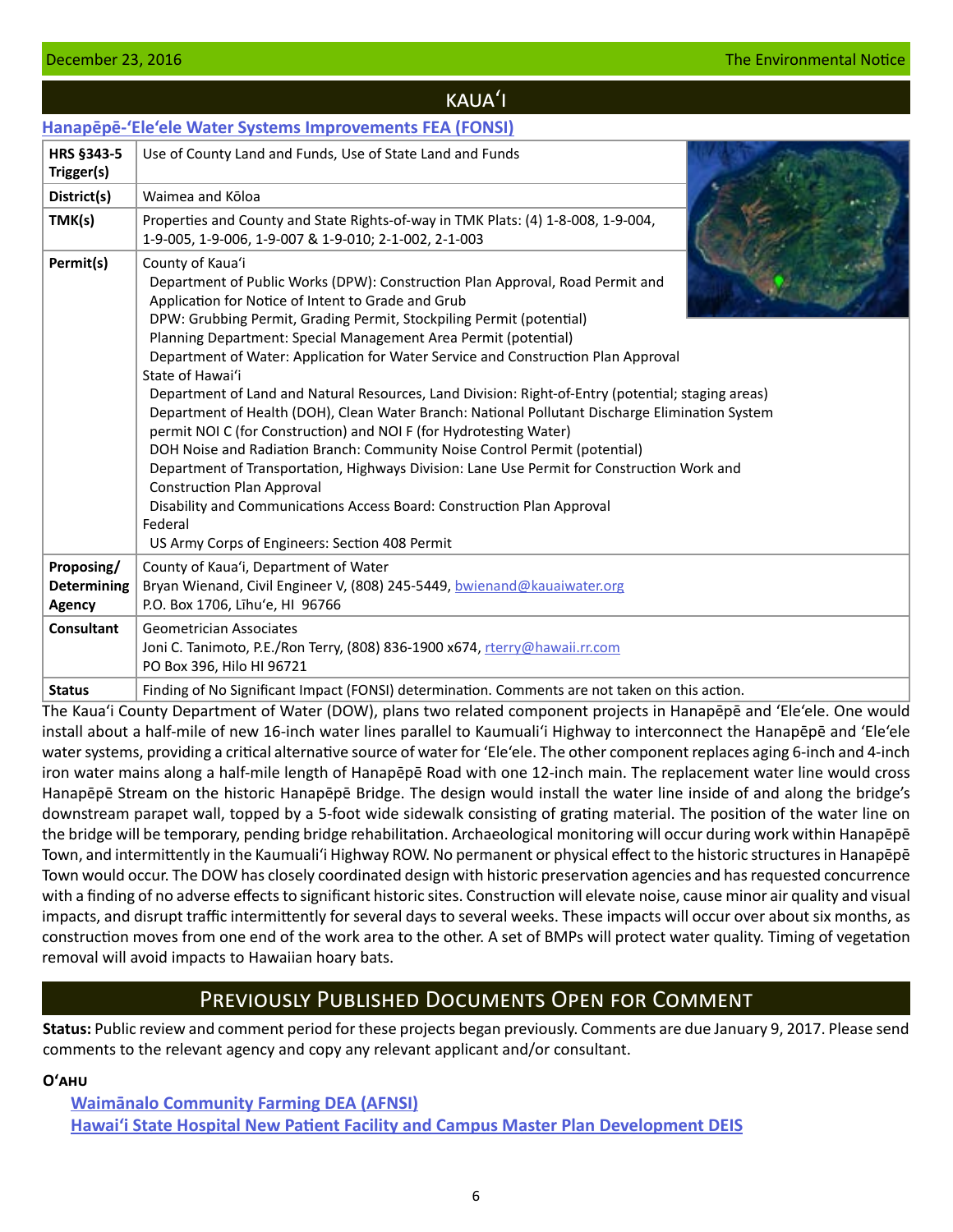# KAUAʻI

## Hanapēpē-ʻEleʻele Water Systems Improvements FEA (FONSI)

| | |
|---|---|
| **HRS §343-5 Trigger(s)** | Use of County Land and Funds, Use of State Land and Funds |
| **District(s)** | Waimea and Kōloa |
| **TMK(s)** | Properties and County and State Rights-of-way in TMK Plats: (4) 1-8-008, 1-9-004, 1-9-005, 1-9-006, 1-9-007 & 1-9-010; 2-1-002, 2-1-003 |
| **Permit(s)** | County of Kauaʻi<br>Department of Public Works (DPW): Construction Plan Approval, Road Permit and Application for Notice of Intent to Grade and Grub<br>DPW: Grubbing Permit, Grading Permit, Stockpiling Permit (potential)<br>Planning Department: Special Management Area Permit (potential)<br>Department of Water: Application for Water Service and Construction Plan Approval<br>State of Hawaiʻi<br>Department of Land and Natural Resources, Land Division: Right-of-Entry (potential; staging areas)<br>Department of Health (DOH), Clean Water Branch: National Pollutant Discharge Elimination System permit NOI C (for Construction) and NOI F (for Hydrotesting Water)<br>DOH Noise and Radiation Branch: Community Noise Control Permit (potential)<br>Department of Transportation, Highways Division: Lane Use Permit for Construction Work and Construction Plan Approval<br>Disability and Communications Access Board: Construction Plan Approval<br>Federal<br>US Army Corps of Engineers: Section 408 Permit |
| **Proposing/ Determining Agency** | County of Kauaʻi, Department of Water<br>Bryan Wienand, Civil Engineer V, (808) 245-5449, bwienand@kauaiwater.org<br>P.O. Box 1706, Līhuʻe, HI 96766 |
| **Consultant** | Geometrician Associates<br>Joni C. Tanimoto, P.E./Ron Terry, (808) 836-1900 x674, rterry@hawaii.rr.com<br>PO Box 396, Hilo HI 96721 |
| **Status** | Finding of No Significant Impact (FONSI) determination. Comments are not taken on this action. |

The Kauaʻi County Department of Water (DOW), plans two related component projects in Hanapēpē and ʻEleʻele. One would install about a half-mile of new 16-inch water lines parallel to Kaumualiʻi Highway to interconnect the Hanapēpē and ʻEleʻele water systems, providing a critical alternative source of water for ʻEleʻele. The other component replaces aging 6-inch and 4-inch iron water mains along a half-mile length of Hanapēpē Road with one 12-inch main. The replacement water line would cross Hanapēpē Stream on the historic Hanapēpē Bridge. The design would install the water line inside of and along the bridge's downstream parapet wall, topped by a 5-foot wide sidewalk consisting of grating material. The position of the water line on the bridge will be temporary, pending bridge rehabilitation. Archaeological monitoring will occur during work within Hanapēpē Town, and intermittently in the Kaumualiʻi Highway ROW. No permanent or physical effect to the historic structures in Hanapēpē Town would occur. The DOW has closely coordinated design with historic preservation agencies and has requested concurrence with a finding of no adverse effects to significant historic sites. Construction will elevate noise, cause minor air quality and visual impacts, and disrupt traffic intermittently for several days to several weeks. These impacts will occur over about six months, as construction moves from one end of the work area to the other. A set of BMPs will protect water quality. Timing of vegetation removal will avoid impacts to Hawaiian hoary bats.

# Previously Published Documents Open for Comment

**Status:** Public review and comment period for these projects began previously. Comments are due January 9, 2017. Please send comments to the relevant agency and copy any relevant applicant and/or consultant.

**Oʻahu**

- Waimānalo Community Farming DEA (AFNSI)
- Hawaiʻi State Hospital New Patient Facility and Campus Master Plan Development DEIS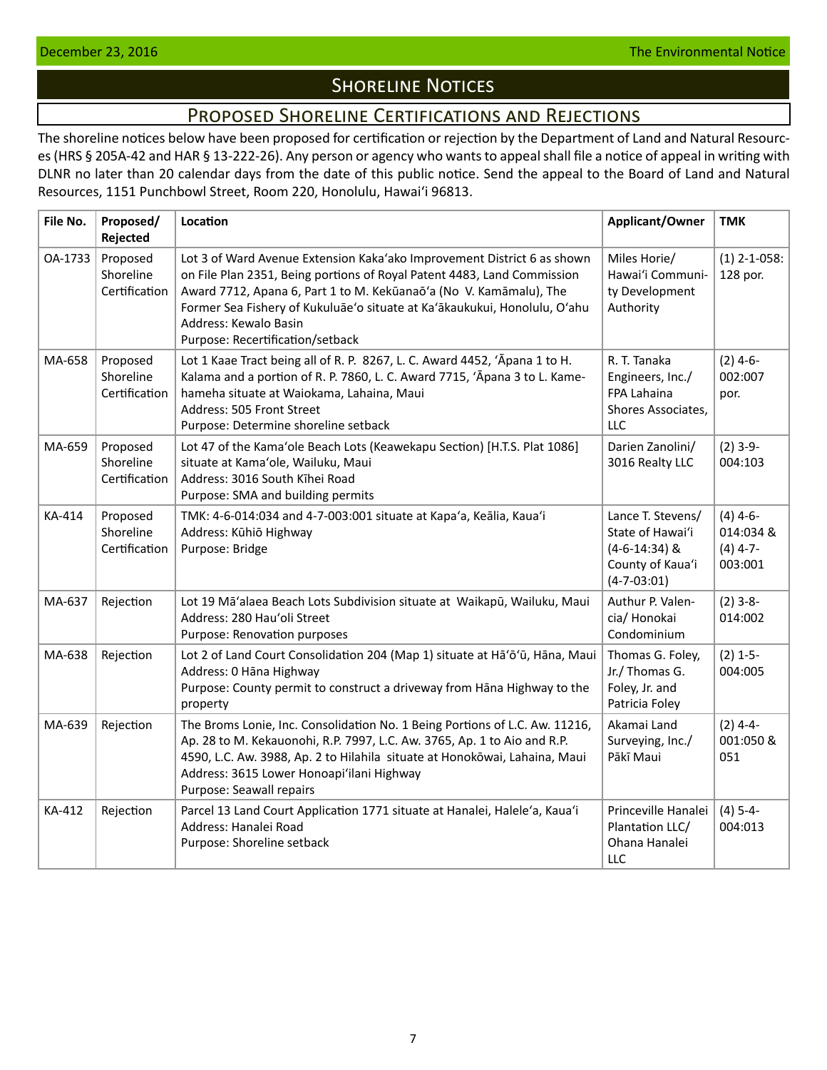# Shoreline Notices

## Proposed Shoreline Certifications and Rejections

The shoreline notices below have been proposed for certification or rejection by the Department of Land and Natural Resources (HRS § 205A-42 and HAR § 13-222-26). Any person or agency who wants to appeal shall file a notice of appeal in writing with DLNR no later than 20 calendar days from the date of this public notice. Send the appeal to the Board of Land and Natural Resources, 1151 Punchbowl Street, Room 220, Honolulu, Hawai'i 96813.

| File No. | Proposed/ Rejected | Location | Applicant/Owner | TMK |
|---|---|---|---|---|
| OA-1733 | Proposed Shoreline Certification | Lot 3 of Ward Avenue Extension Kaka'ako Improvement District 6 as shown on File Plan 2351, Being portions of Royal Patent 4483, Land Commission Award 7712, Apana 6, Part 1 to M. Kekūanaō'a (No V. Kamāmalu), The Former Sea Fishery of Kukuluāe'o situate at Ka'ākaukukui, Honolulu, O'ahu<br>Address: Kewalo Basin<br>Purpose: Recertification/setback | Miles Horie/ Hawai'i Community Development Authority | (1) 2-1-058: 128 por. |
| MA-658 | Proposed Shoreline Certification | Lot 1 Kaae Tract being all of R. P. 8267, L. C. Award 4452, 'Āpana 1 to H. Kalama and a portion of R. P. 7860, L. C. Award 7715, 'Āpana 3 to L. Kamehameha situate at Waiokama, Lahaina, Maui<br>Address: 505 Front Street<br>Purpose: Determine shoreline setback | R. T. Tanaka Engineers, Inc./ FPA Lahaina Shores Associates, LLC | (2) 4-6-002:007 por. |
| MA-659 | Proposed Shoreline Certification | Lot 47 of the Kama'ole Beach Lots (Keawekapu Section) [H.T.S. Plat 1086] situate at Kama'ole, Wailuku, Maui<br>Address: 3016 South Kīhei Road<br>Purpose: SMA and building permits | Darien Zanolini/ 3016 Realty LLC | (2) 3-9-004:103 |
| KA-414 | Proposed Shoreline Certification | TMK: 4-6-014:034 and 4-7-003:001 situate at Kapa'a, Keālia, Kaua'i<br>Address: Kūhiō Highway<br>Purpose: Bridge | Lance T. Stevens/ State of Hawai'i (4-6-14:34) & County of Kaua'i (4-7-03:01) | (4) 4-6-014:034 & (4) 4-7-003:001 |
| MA-637 | Rejection | Lot 19 Mā'alaea Beach Lots Subdivision situate at Waikapū, Wailuku, Maui<br>Address: 280 Hau'oli Street<br>Purpose: Renovation purposes | Authur P. Valencia/ Honokai Condominium | (2) 3-8-014:002 |
| MA-638 | Rejection | Lot 2 of Land Court Consolidation 204 (Map 1) situate at Hā'ō'ū, Hāna, Maui<br>Address: 0 Hāna Highway<br>Purpose: County permit to construct a driveway from Hāna Highway to the property | Thomas G. Foley, Jr./ Thomas G. Foley, Jr. and Patricia Foley | (2) 1-5-004:005 |
| MA-639 | Rejection | The Broms Lonie, Inc. Consolidation No. 1 Being Portions of L.C. Aw. 11216, Ap. 28 to M. Kekauonohi, R.P. 7997, L.C. Aw. 3765, Ap. 1 to Aio and R.P. 4590, L.C. Aw. 3988, Ap. 2 to Hilahila situate at Honokōwai, Lahaina, Maui<br>Address: 3615 Lower Honoapi'ilani Highway<br>Purpose: Seawall repairs | Akamai Land Surveying, Inc./ Pākī Maui | (2) 4-4-001:050 & 051 |
| KA-412 | Rejection | Parcel 13 Land Court Application 1771 situate at Hanalei, Halele'a, Kaua'i<br>Address: Hanalei Road<br>Purpose: Shoreline setback | Princeville Hanalei Plantation LLC/ Ohana Hanalei LLC | (4) 5-4-004:013 |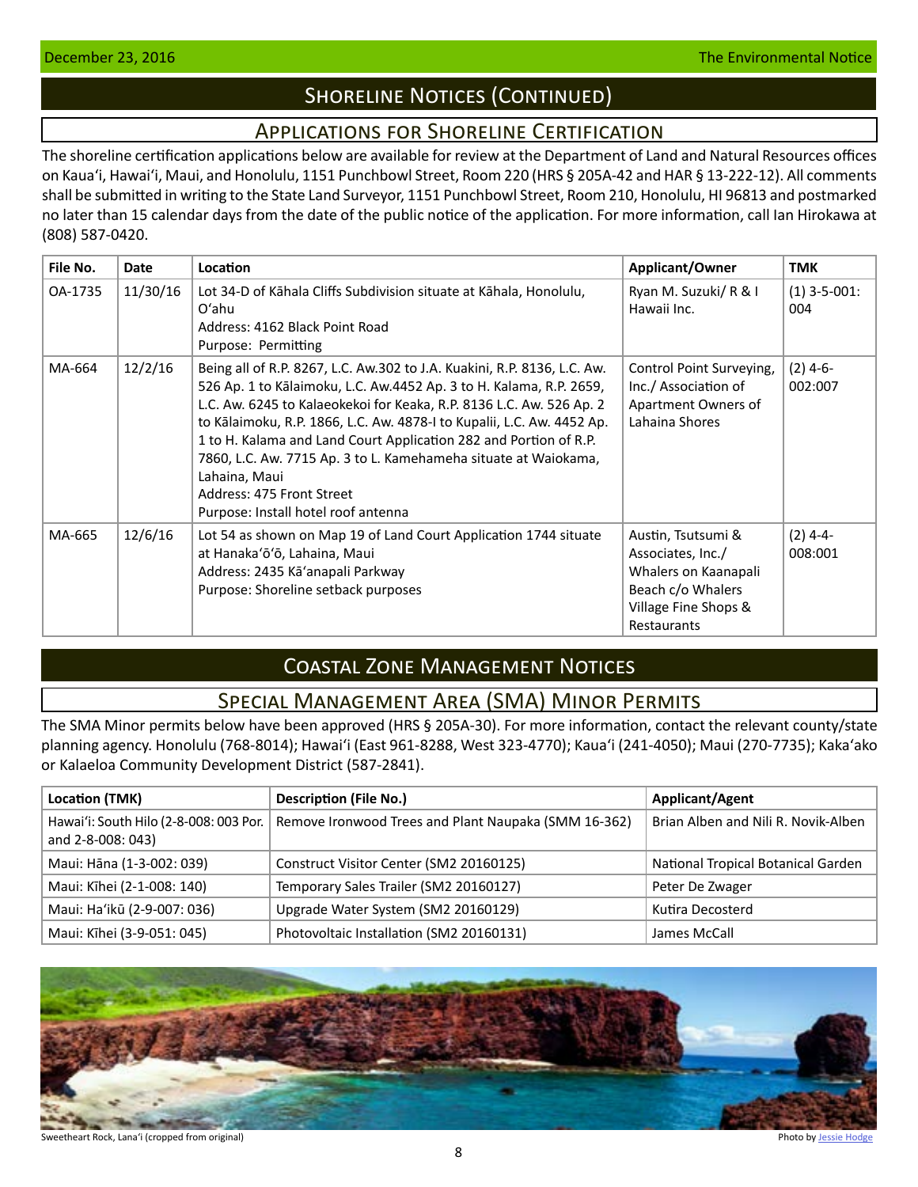## Shoreline Notices (Continued)

### Applications for Shoreline Certification

The shoreline certification applications below are available for review at the Department of Land and Natural Resources offices on Kauaʻi, Hawaiʻi, Maui, and Honolulu, 1151 Punchbowl Street, Room 220 (HRS § 205A-42 and HAR § 13-222-12). All comments shall be submitted in writing to the State Land Surveyor, 1151 Punchbowl Street, Room 210, Honolulu, HI 96813 and postmarked no later than 15 calendar days from the date of the public notice of the application. For more information, call Ian Hirokawa at (808) 587-0420.

| File No. | Date | Location | Applicant/Owner | TMK |
|---|---|---|---|---|
| OA-1735 | 11/30/16 | Lot 34-D of Kāhala Cliffs Subdivision situate at Kāhala, Honolulu, Oʻahu<br>Address: 4162 Black Point Road<br>Purpose: Permitting | Ryan M. Suzuki/ R & I Hawaii Inc. | (1) 3-5-001: 004 |
| MA-664 | 12/2/16 | Being all of R.P. 8267, L.C. Aw.302 to J.A. Kuakini, R.P. 8136, L.C. Aw. 526 Ap. 1 to Kālaimoku, L.C. Aw.4452 Ap. 3 to H. Kalama, R.P. 2659, L.C. Aw. 6245 to Kalaeokekoi for Keaka, R.P. 8136 L.C. Aw. 526 Ap. 2 to Kālaimoku, R.P. 1866, L.C. Aw. 4878-I to Kupalii, L.C. Aw. 4452 Ap. 1 to H. Kalama and Land Court Application 282 and Portion of R.P. 7860, L.C. Aw. 7715 Ap. 3 to L. Kamehameha situate at Waiokama, Lahaina, Maui<br>Address: 475 Front Street<br>Purpose: Install hotel roof antenna | Control Point Surveying, Inc./ Association of Apartment Owners of Lahaina Shores | (2) 4-6-002:007 |
| MA-665 | 12/6/16 | Lot 54 as shown on Map 19 of Land Court Application 1744 situate at Hanakaʻōʻō, Lahaina, Maui<br>Address: 2435 Kāʻanapali Parkway<br>Purpose: Shoreline setback purposes | Austin, Tsutsumi & Associates, Inc./ Whalers on Kaanapali Beach c/o Whalers Village Fine Shops & Restaurants | (2) 4-4-008:001 |

## Coastal Zone Management Notices

### Special Management Area (SMA) Minor Permits

The SMA Minor permits below have been approved (HRS § 205A-30). For more information, contact the relevant county/state planning agency. Honolulu (768-8014); Hawaiʻi (East 961-8288, West 323-4770); Kauaʻi (241-4050); Maui (270-7735); Kakaʻako or Kalaeloa Community Development District (587-2841).

| Location (TMK) | Description (File No.) | Applicant/Agent |
|---|---|---|
| Hawaiʻi: South Hilo (2-8-008: 003 Por. and 2-8-008: 043) | Remove Ironwood Trees and Plant Naupaka (SMM 16-362) | Brian Alben and Nili R. Novik-Alben |
| Maui: Hāna (1-3-002: 039) | Construct Visitor Center (SM2 20160125) | National Tropical Botanical Garden |
| Maui: Kīhei (2-1-008: 140) | Temporary Sales Trailer (SM2 20160127) | Peter De Zwager |
| Maui: Haʻikū (2-9-007: 036) | Upgrade Water System (SM2 20160129) | Kutira Decosterd |
| Maui: Kīhei (3-9-051: 045) | Photovoltaic Installation (SM2 20160131) | James McCall |

Sweetheart Rock, Lanaʻi (cropped from original)

Photo by Jessie Hodge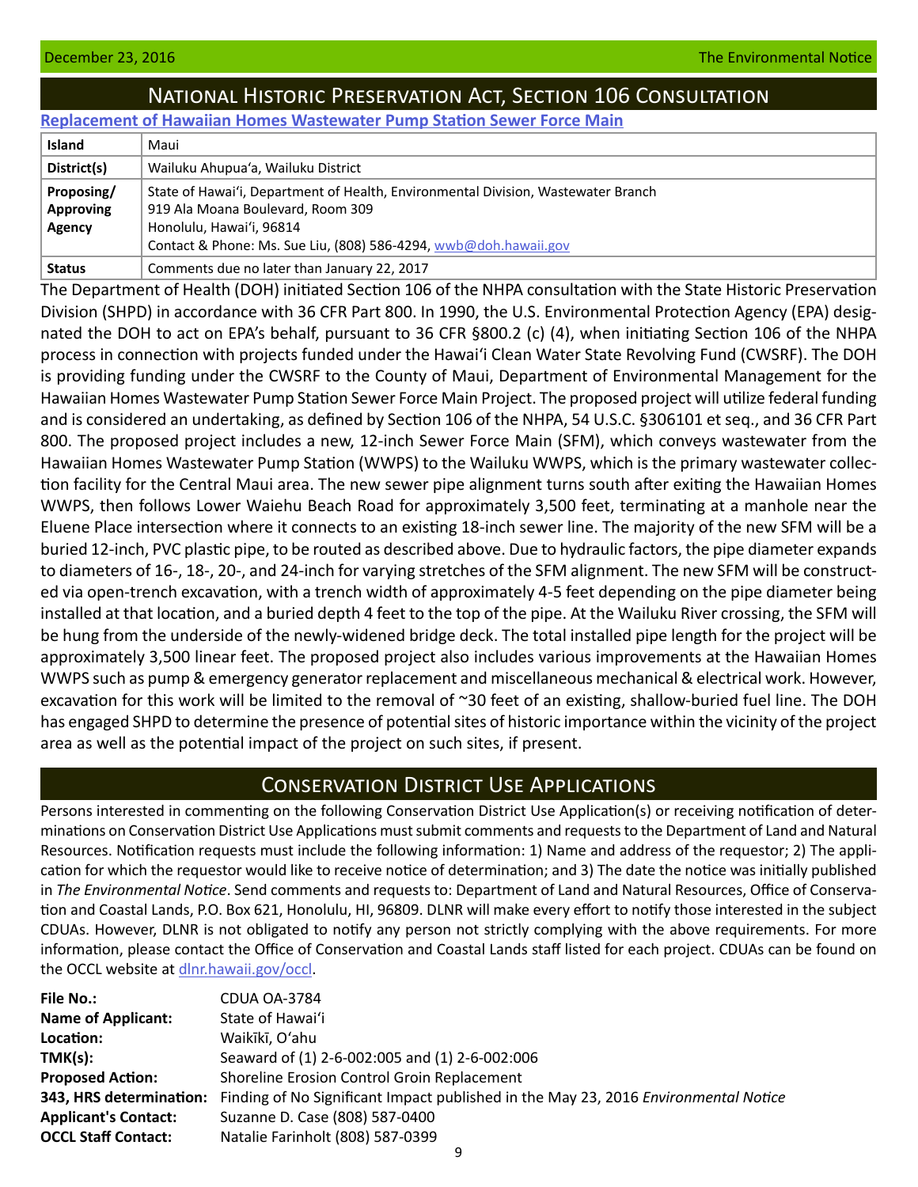## National Historic Preservation Act, Section 106 Consultation

### Replacement of Hawaiian Homes Wastewater Pump Station Sewer Force Main

| | |
|---|---|
| **Island** | Maui |
| **District(s)** | Wailuku Ahupua'a, Wailuku District |
| **Proposing/ Approving Agency** | State of Hawai'i, Department of Health, Environmental Division, Wastewater Branch<br>919 Ala Moana Boulevard, Room 309<br>Honolulu, Hawai'i, 96814<br>Contact & Phone: Ms. Sue Liu, (808) 586-4294, wwb@doh.hawaii.gov |
| **Status** | Comments due no later than January 22, 2017 |

The Department of Health (DOH) initiated Section 106 of the NHPA consultation with the State Historic Preservation Division (SHPD) in accordance with 36 CFR Part 800. In 1990, the U.S. Environmental Protection Agency (EPA) designated the DOH to act on EPA's behalf, pursuant to 36 CFR §800.2 (c) (4), when initiating Section 106 of the NHPA process in connection with projects funded under the Hawai'i Clean Water State Revolving Fund (CWSRF). The DOH is providing funding under the CWSRF to the County of Maui, Department of Environmental Management for the Hawaiian Homes Wastewater Pump Station Sewer Force Main Project. The proposed project will utilize federal funding and is considered an undertaking, as defined by Section 106 of the NHPA, 54 U.S.C. §306101 et seq., and 36 CFR Part 800. The proposed project includes a new, 12-inch Sewer Force Main (SFM), which conveys wastewater from the Hawaiian Homes Wastewater Pump Station (WWPS) to the Wailuku WWPS, which is the primary wastewater collection facility for the Central Maui area. The new sewer pipe alignment turns south after exiting the Hawaiian Homes WWPS, then follows Lower Waiehu Beach Road for approximately 3,500 feet, terminating at a manhole near the Eluene Place intersection where it connects to an existing 18-inch sewer line. The majority of the new SFM will be a buried 12-inch, PVC plastic pipe, to be routed as described above. Due to hydraulic factors, the pipe diameter expands to diameters of 16-, 18-, 20-, and 24-inch for varying stretches of the SFM alignment. The new SFM will be constructed via open-trench excavation, with a trench width of approximately 4-5 feet depending on the pipe diameter being installed at that location, and a buried depth 4 feet to the top of the pipe. At the Wailuku River crossing, the SFM will be hung from the underside of the newly-widened bridge deck. The total installed pipe length for the project will be approximately 3,500 linear feet. The proposed project also includes various improvements at the Hawaiian Homes WWPS such as pump & emergency generator replacement and miscellaneous mechanical & electrical work. However, excavation for this work will be limited to the removal of ~30 feet of an existing, shallow-buried fuel line. The DOH has engaged SHPD to determine the presence of potential sites of historic importance within the vicinity of the project area as well as the potential impact of the project on such sites, if present.

## Conservation District Use Applications

Persons interested in commenting on the following Conservation District Use Application(s) or receiving notification of determinations on Conservation District Use Applications must submit comments and requests to the Department of Land and Natural Resources. Notification requests must include the following information: 1) Name and address of the requestor; 2) The application for which the requestor would like to receive notice of determination; and 3) The date the notice was initially published in *The Environmental Notice*. Send comments and requests to: Department of Land and Natural Resources, Office of Conservation and Coastal Lands, P.O. Box 621, Honolulu, HI, 96809. DLNR will make every effort to notify those interested in the subject CDUAs. However, DLNR is not obligated to notify any person not strictly complying with the above requirements. For more information, please contact the Office of Conservation and Coastal Lands staff listed for each project. CDUAs can be found on the OCCL website at dlnr.hawaii.gov/occl.

| | |
|---|---|
| **File No.:** | CDUA OA-3784 |
| **Name of Applicant:** | State of Hawai'i |
| **Location:** | Waikīkī, O'ahu |
| **TMK(s):** | Seaward of (1) 2-6-002:005 and (1) 2-6-002:006 |
| **Proposed Action:** | Shoreline Erosion Control Groin Replacement |
| **343, HRS determination:** | Finding of No Significant Impact published in the May 23, 2016 *Environmental Notice* |
| **Applicant's Contact:** | Suzanne D. Case (808) 587-0400 |
| **OCCL Staff Contact:** | Natalie Farinholt (808) 587-0399 |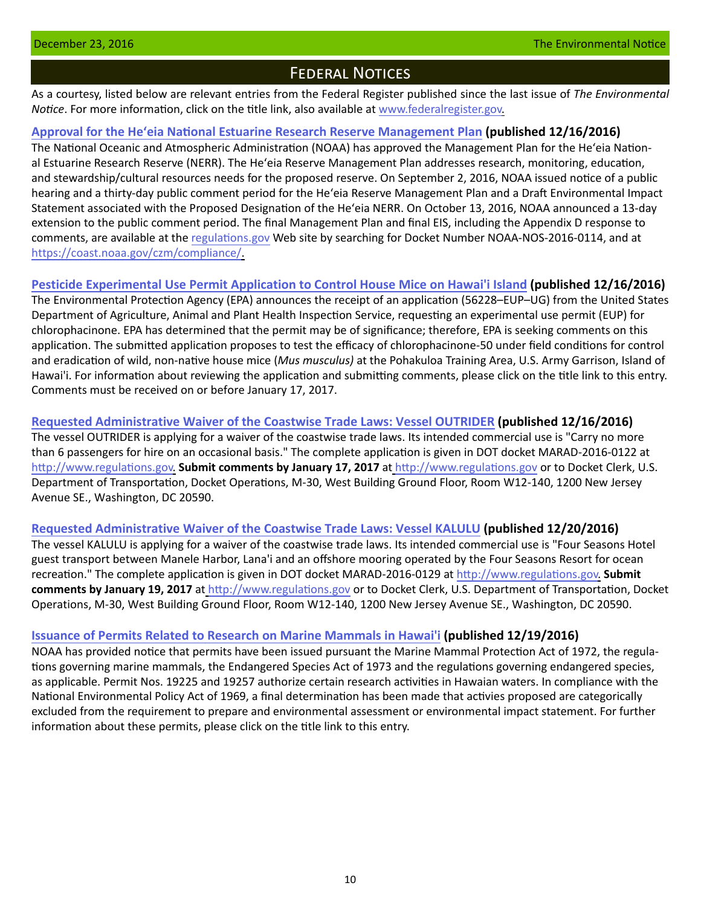# Federal Notices

As a courtesy, listed below are relevant entries from the Federal Register published since the last issue of *The Environmental Notice*. For more information, click on the title link, also available at www.federalregister.gov.

**Approval for the Heʻeia National Estuarine Research Reserve Management Plan (published 12/16/2016)**

The National Oceanic and Atmospheric Administration (NOAA) has approved the Management Plan for the Heʻeia National Estuarine Research Reserve (NERR). The Heʻeia Reserve Management Plan addresses research, monitoring, education, and stewardship/cultural resources needs for the proposed reserve. On September 2, 2016, NOAA issued notice of a public hearing and a thirty-day public comment period for the Heʻeia Reserve Management Plan and a Draft Environmental Impact Statement associated with the Proposed Designation of the Heʻeia NERR. On October 13, 2016, NOAA announced a 13-day extension to the public comment period. The final Management Plan and final EIS, including the Appendix D response to comments, are available at the regulations.gov Web site by searching for Docket Number NOAA-NOS-2016-0114, and at https://coast.noaa.gov/czm/compliance/.

**Pesticide Experimental Use Permit Application to Control House Mice on Hawai'i Island (published 12/16/2016)**

The Environmental Protection Agency (EPA) announces the receipt of an application (56228–EUP–UG) from the United States Department of Agriculture, Animal and Plant Health Inspection Service, requesting an experimental use permit (EUP) for chlorophacinone. EPA has determined that the permit may be of significance; therefore, EPA is seeking comments on this application. The submitted application proposes to test the efficacy of chlorophacinone-50 under field conditions for control and eradication of wild, non-native house mice (*Mus musculus)* at the Pohakuloa Training Area, U.S. Army Garrison, Island of Hawai'i. For information about reviewing the application and submitting comments, please click on the title link to this entry. Comments must be received on or before January 17, 2017.

**Requested Administrative Waiver of the Coastwise Trade Laws: Vessel OUTRIDER (published 12/16/2016)**

The vessel OUTRIDER is applying for a waiver of the coastwise trade laws. Its intended commercial use is "Carry no more than 6 passengers for hire on an occasional basis." The complete application is given in DOT docket MARAD-2016-0122 at http://www.regulations.gov. **Submit comments by January 17, 2017** at http://www.regulations.gov or to Docket Clerk, U.S. Department of Transportation, Docket Operations, M-30, West Building Ground Floor, Room W12-140, 1200 New Jersey Avenue SE., Washington, DC 20590.

**Requested Administrative Waiver of the Coastwise Trade Laws: Vessel KALULU (published 12/20/2016)**

The vessel KALULU is applying for a waiver of the coastwise trade laws. Its intended commercial use is "Four Seasons Hotel guest transport between Manele Harbor, Lana'i and an offshore mooring operated by the Four Seasons Resort for ocean recreation." The complete application is given in DOT docket MARAD-2016-0129 at http://www.regulations.gov. **Submit comments by January 19, 2017** at http://www.regulations.gov or to Docket Clerk, U.S. Department of Transportation, Docket Operations, M-30, West Building Ground Floor, Room W12-140, 1200 New Jersey Avenue SE., Washington, DC 20590.

**Issuance of Permits Related to Research on Marine Mammals in Hawai'i (published 12/19/2016)**

NOAA has provided notice that permits have been issued pursuant the Marine Mammal Protection Act of 1972, the regulations governing marine mammals, the Endangered Species Act of 1973 and the regulations governing endangered species, as applicable. Permit Nos. 19225 and 19257 authorize certain research activities in Hawaiian waters. In compliance with the National Environmental Policy Act of 1969, a final determination has been made that activies proposed are categorically excluded from the requirement to prepare and environmental assessment or environmental impact statement. For further information about these permits, please click on the title link to this entry.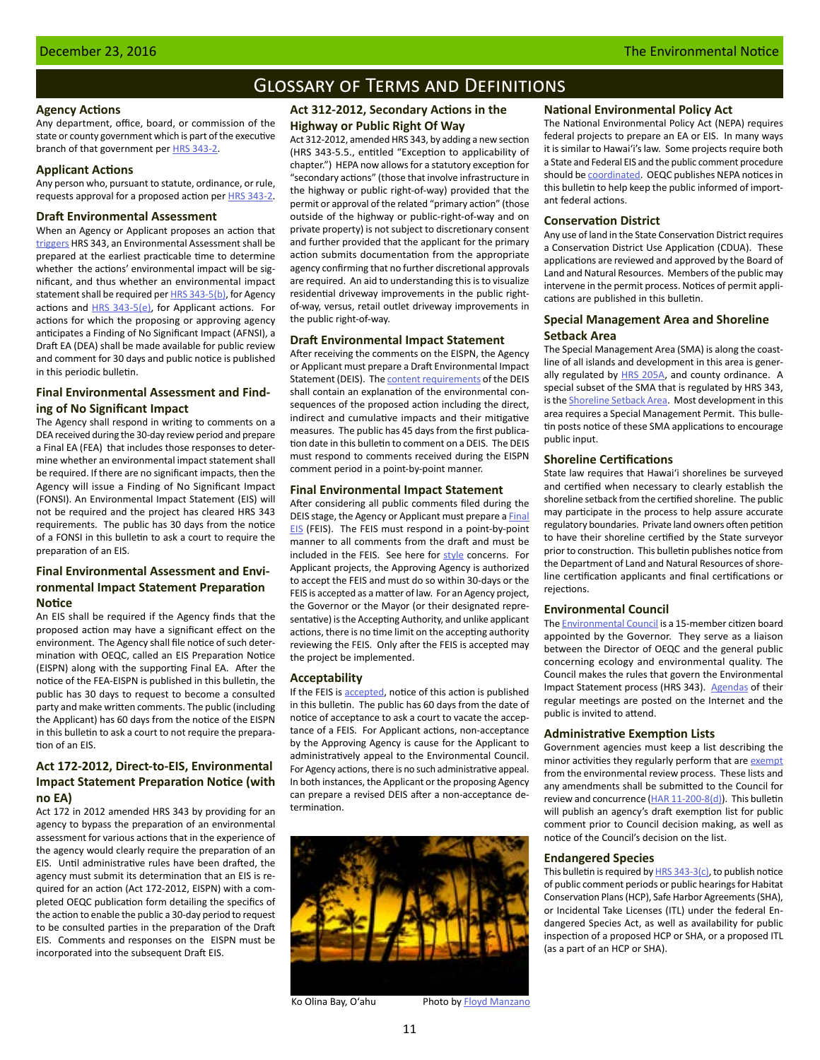# Glossary of Terms and Definitions

### Agency Actions

Any department, office, board, or commission of the state or county government which is part of the executive branch of that government per HRS 343-2.

### Applicant Actions

Any person who, pursuant to statute, ordinance, or rule, requests approval for a proposed action per HRS 343-2.

### Draft Environmental Assessment

When an Agency or Applicant proposes an action that triggers HRS 343, an Environmental Assessment shall be prepared at the earliest practicable time to determine whether the actions' environmental impact will be significant, and thus whether an environmental impact statement shall be required per HRS 343-5(b), for Agency actions and HRS 343-5(e), for Applicant actions. For actions for which the proposing or approving agency anticipates a Finding of No Significant Impact (AFNSI), a Draft EA (DEA) shall be made available for public review and comment for 30 days and public notice is published in this periodic bulletin.

### Final Environmental Assessment and Finding of No Significant Impact

The Agency shall respond in writing to comments on a DEA received during the 30-day review period and prepare a Final EA (FEA) that includes those responses to determine whether an environmental impact statement shall be required. If there are no significant impacts, then the Agency will issue a Finding of No Significant Impact (FONSI). An Environmental Impact Statement (EIS) will not be required and the project has cleared HRS 343 requirements. The public has 30 days from the notice of a FONSI in this bulletin to ask a court to require the preparation of an EIS.

### Final Environmental Assessment and Environmental Impact Statement Preparation Notice

An EIS shall be required if the Agency finds that the proposed action may have a significant effect on the environment. The Agency shall file notice of such determination with OEQC, called an EIS Preparation Notice (EISPN) along with the supporting Final EA. After the notice of the FEA-EISPN is published in this bulletin, the public has 30 days to request to become a consulted party and make written comments. The public (including the Applicant) has 60 days from the notice of the EISPN in this bulletin to ask a court to not require the preparation of an EIS.

### Act 172-2012, Direct-to-EIS, Environmental Impact Statement Preparation Notice (with no EA)

Act 172 in 2012 amended HRS 343 by providing for an agency to bypass the preparation of an environmental assessment for various actions that in the experience of the agency would clearly require the preparation of an EIS. Until administrative rules have been drafted, the agency must submit its determination that an EIS is required for an action (Act 172-2012, EISPN) with a completed OEQC publication form detailing the specifics of the action to enable the public a 30-day period to request to be consulted parties in the preparation of the Draft EIS. Comments and responses on the EISPN must be incorporated into the subsequent Draft EIS.

### Act 312-2012, Secondary Actions in the Highway or Public Right Of Way

Act 312-2012, amended HRS 343, by adding a new section (HRS 343-5.5., entitled "Exception to applicability of chapter.") HEPA now allows for a statutory exception for "secondary actions" (those that involve infrastructure in the highway or public right-of-way) provided that the permit or approval of the related "primary action" (those outside of the highway or public-right-of-way and on private property) is not subject to discretionary consent and further provided that the applicant for the primary action submits documentation from the appropriate agency confirming that no further discretional approvals are required. An aid to understanding this is to visualize residential driveway improvements in the public right-of-way, versus, retail outlet driveway improvements in the public right-of-way.

### Draft Environmental Impact Statement

After receiving the comments on the EISPN, the Agency or Applicant must prepare a Draft Environmental Impact Statement (DEIS). The content requirements of the DEIS shall contain an explanation of the environmental consequences of the proposed action including the direct, indirect and cumulative impacts and their mitigative measures. The public has 45 days from the first publication date in this bulletin to comment on a DEIS. The DEIS must respond to comments received during the EISPN comment period in a point-by-point manner.

### Final Environmental Impact Statement

After considering all public comments filed during the DEIS stage, the Agency or Applicant must prepare a Final EIS (FEIS). The FEIS must respond in a point-by-point manner to all comments from the draft and must be included in the FEIS. See here for style concerns. For Applicant projects, the Approving Agency is authorized to accept the FEIS and must do so within 30-days or the FEIS is accepted as a matter of law. For an Agency project, the Governor or the Mayor (or their designated representative) is the Accepting Authority, and unlike applicant actions, there is no time limit on the accepting authority reviewing the FEIS. Only after the FEIS is accepted may the project be implemented.

### Acceptability

If the FEIS is accepted, notice of this action is published in this bulletin. The public has 60 days from the date of notice of acceptance to ask a court to vacate the acceptance of a FEIS. For Applicant actions, non-acceptance by the Approving Agency is cause for the Applicant to administratively appeal to the Environmental Council. For Agency actions, there is no such administrative appeal. In both instances, the Applicant or the proposing Agency can prepare a revised DEIS after a non-acceptance determination.

Ko Olina Bay, O'ahu  Photo by Floyd Manzano

### National Environmental Policy Act

The National Environmental Policy Act (NEPA) requires federal projects to prepare an EA or EIS. In many ways it is similar to Hawai'i's law. Some projects require both a State and Federal EIS and the public comment procedure should be coordinated. OEQC publishes NEPA notices in this bulletin to help keep the public informed of important federal actions.

### Conservation District

Any use of land in the State Conservation District requires a Conservation District Use Application (CDUA). These applications are reviewed and approved by the Board of Land and Natural Resources. Members of the public may intervene in the permit process. Notices of permit applications are published in this bulletin.

### Special Management Area and Shoreline Setback Area

The Special Management Area (SMA) is along the coastline of all islands and development in this area is generally regulated by HRS 205A, and county ordinance. A special subset of the SMA that is regulated by HRS 343, is the Shoreline Setback Area. Most development in this area requires a Special Management Permit. This bulletin posts notice of these SMA applications to encourage public input.

### Shoreline Certifications

State law requires that Hawai'i shorelines be surveyed and certified when necessary to clearly establish the shoreline setback from the certified shoreline. The public may participate in the process to help assure accurate regulatory boundaries. Private land owners often petition to have their shoreline certified by the State surveyor prior to construction. This bulletin publishes notice from the Department of Land and Natural Resources of shoreline certification applicants and final certifications or rejections.

### Environmental Council

The Environmental Council is a 15-member citizen board appointed by the Governor. They serve as a liaison between the Director of OEQC and the general public concerning ecology and environmental quality. The Council makes the rules that govern the Environmental Impact Statement process (HRS 343). Agendas of their regular meetings are posted on the Internet and the public is invited to attend.

### Administrative Exemption Lists

Government agencies must keep a list describing the minor activities they regularly perform that are exempt from the environmental review process. These lists and any amendments shall be submitted to the Council for review and concurrence (HAR 11-200-8(d)). This bulletin will publish an agency's draft exemption list for public comment prior to Council decision making, as well as notice of the Council's decision on the list.

### Endangered Species

This bulletin is required by HRS 343-3(c), to publish notice of public comment periods or public hearings for Habitat Conservation Plans (HCP), Safe Harbor Agreements (SHA), or Incidental Take Licenses (ITL) under the federal Endangered Species Act, as well as availability for public inspection of a proposed HCP or SHA, or a proposed ITL (as a part of an HCP or SHA).